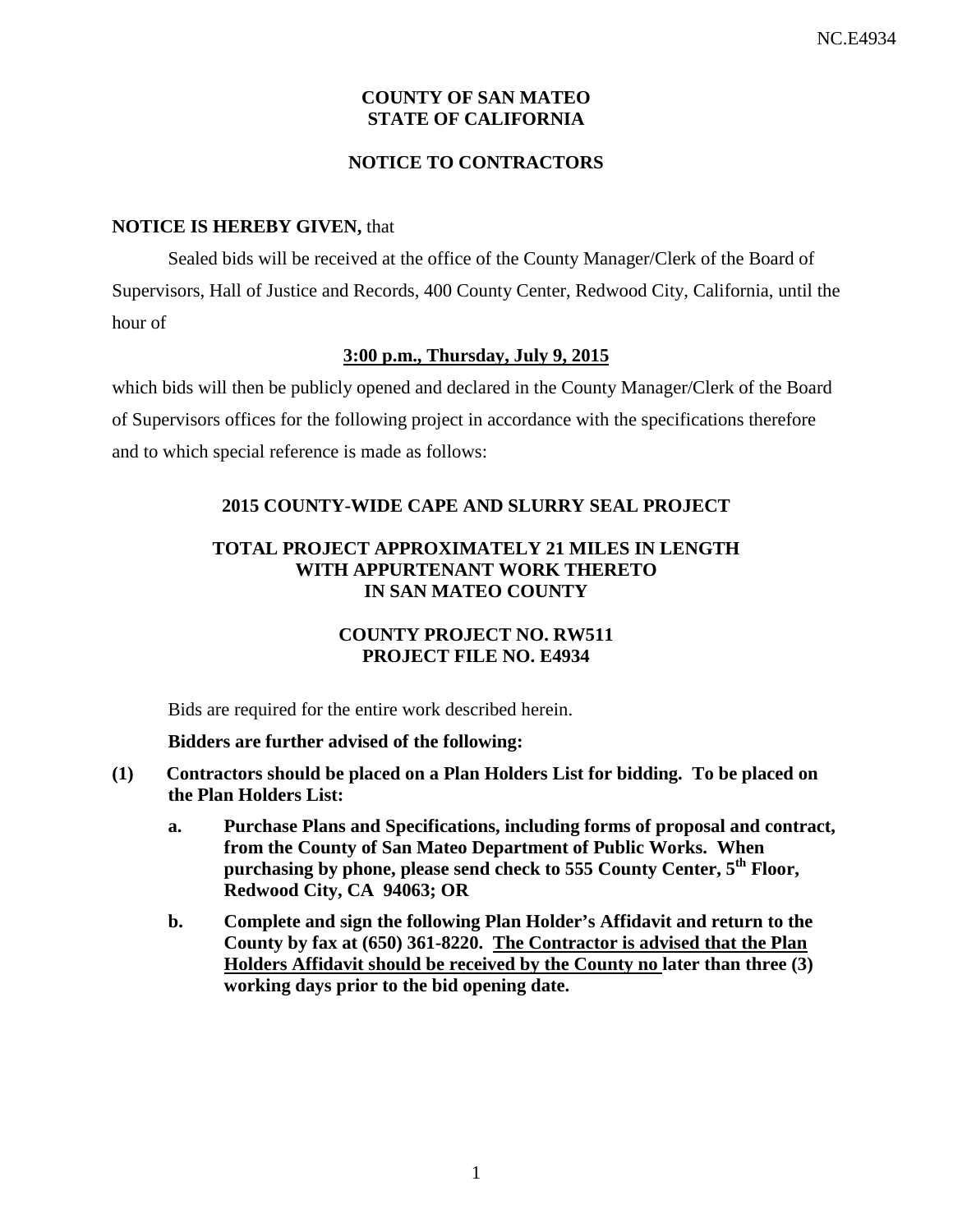**COUNTY OF SAN MATEO**
**STATE OF CALIFORNIA**

**NOTICE TO CONTRACTORS**

**NOTICE IS HEREBY GIVEN,** that

Sealed bids will be received at the office of the County Manager/Clerk of the Board of Supervisors, Hall of Justice and Records, 400 County Center, Redwood City, California, until the hour of

**3:00 p.m., Thursday, July 9, 2015**

which bids will then be publicly opened and declared in the County Manager/Clerk of the Board of Supervisors offices for the following project in accordance with the specifications therefore and to which special reference is made as follows:

**2015 COUNTY-WIDE CAPE AND SLURRY SEAL PROJECT**

**TOTAL PROJECT APPROXIMATELY 21 MILES IN LENGTH**
**WITH APPURTENANT WORK THERETO**
**IN SAN MATEO COUNTY**

**COUNTY PROJECT NO. RW511**
**PROJECT FILE NO. E4934**

Bids are required for the entire work described herein.

**Bidders are further advised of the following:**

**(1) Contractors should be placed on a Plan Holders List for bidding. To be placed on the Plan Holders List:**

- **a. Purchase Plans and Specifications, including forms of proposal and contract, from the County of San Mateo Department of Public Works. When purchasing by phone, please send check to 555 County Center, 5th Floor, Redwood City, CA 94063; OR**
- **b. Complete and sign the following Plan Holder's Affidavit and return to the County by fax at (650) 361-8220. The Contractor is advised that the Plan Holders Affidavit should be received by the County no later than three (3) working days prior to the bid opening date.**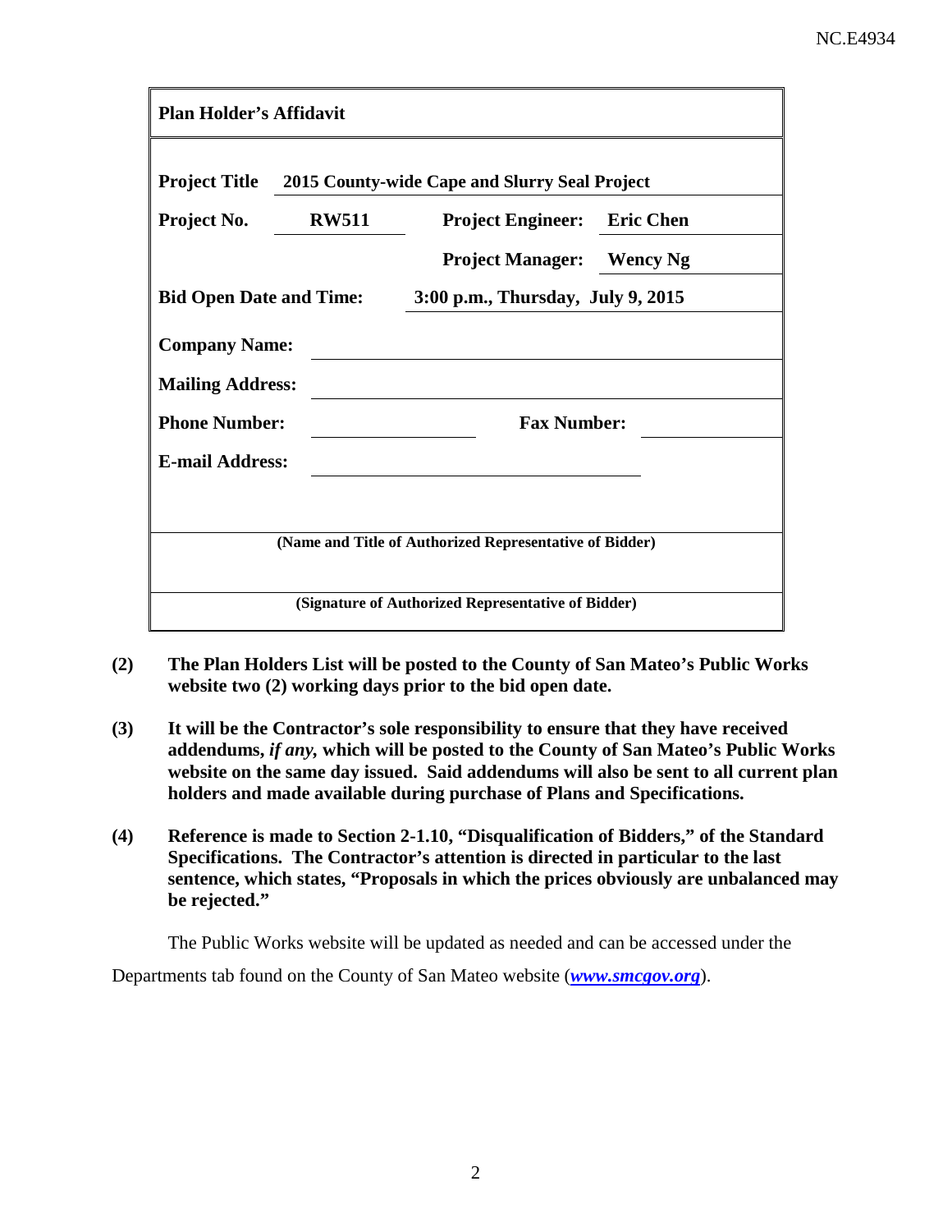**Plan Holder's Affidavit**

| | | | |
|---|---|---|---|
| **Project Title** | **2015 County-wide Cape and Slurry Seal Project** | | |
| **Project No.** | **RW511** | **Project Engineer:** | **Eric Chen** |
| | | **Project Manager:** | **Wency Ng** |
| **Bid Open Date and Time:** | **3:00 p.m., Thursday, July 9, 2015** | | |
| **Company Name:** | | | |
| **Mailing Address:** | | | |
| **Phone Number:** | | **Fax Number:** | |
| **E-mail Address:** | | | |

**(Name and Title of Authorized Representative of Bidder)**

**(Signature of Authorized Representative of Bidder)**

**(2)** **The Plan Holders List will be posted to the County of San Mateo's Public Works website two (2) working days prior to the bid open date.**

**(3)** **It will be the Contractor's sole responsibility to ensure that they have received addendums, *if any,* which will be posted to the County of San Mateo's Public Works website on the same day issued. Said addendums will also be sent to all current plan holders and made available during purchase of Plans and Specifications.**

**(4)** **Reference is made to Section 2-1.10, "Disqualification of Bidders," of the Standard Specifications. The Contractor's attention is directed in particular to the last sentence, which states, "Proposals in which the prices obviously are unbalanced may be rejected."**

The Public Works website will be updated as needed and can be accessed under the Departments tab found on the County of San Mateo website (***www.smcgov.org***).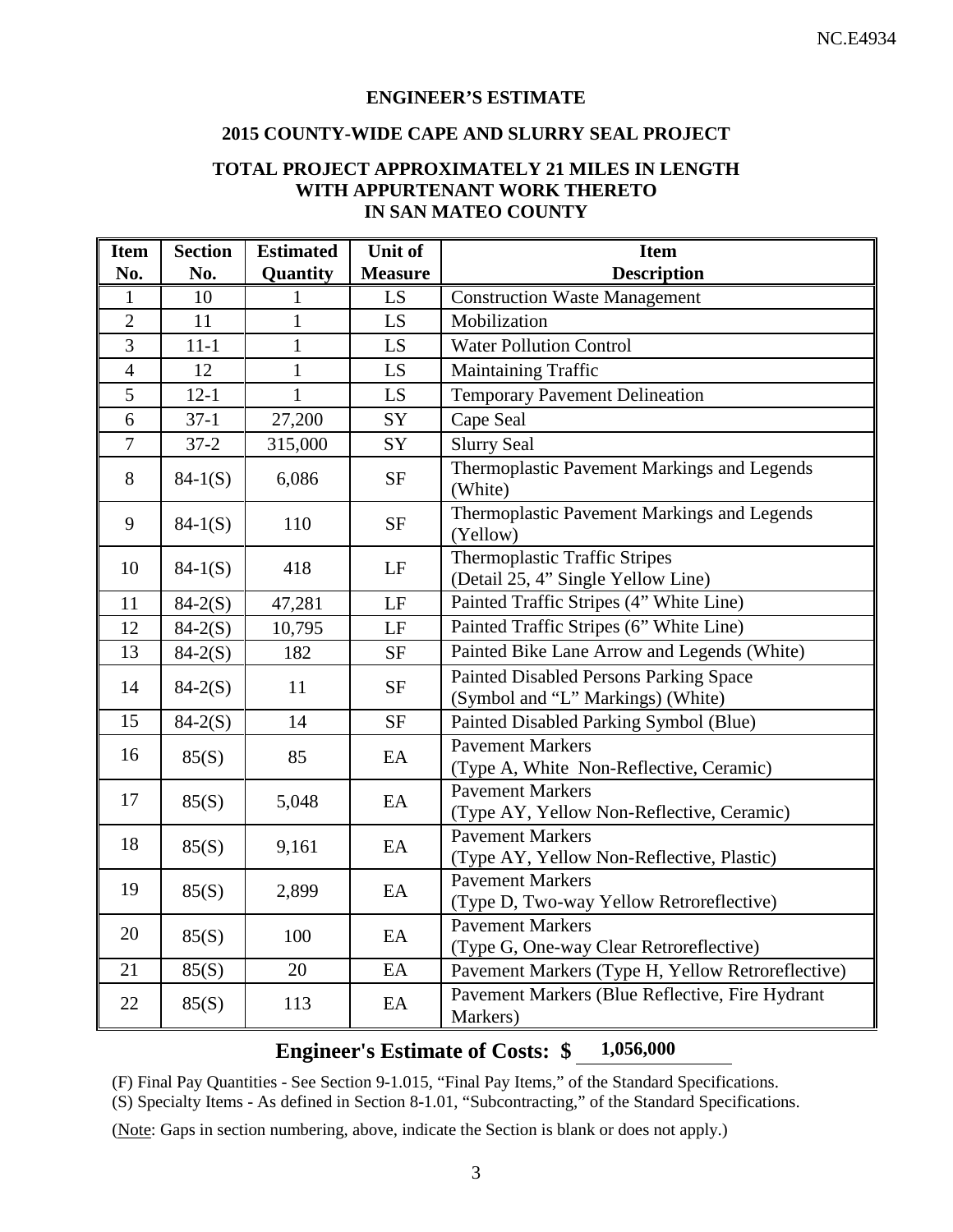**ENGINEER'S ESTIMATE**

**2015 COUNTY-WIDE CAPE AND SLURRY SEAL PROJECT**

**TOTAL PROJECT APPROXIMATELY 21 MILES IN LENGTH WITH APPURTENANT WORK THERETO IN SAN MATEO COUNTY**

| Item No. | Section No. | Estimated Quantity | Unit of Measure | Item Description |
|---|---|---|---|---|
| 1 | 10 | 1 | LS | Construction Waste Management |
| 2 | 11 | 1 | LS | Mobilization |
| 3 | 11-1 | 1 | LS | Water Pollution Control |
| 4 | 12 | 1 | LS | Maintaining Traffic |
| 5 | 12-1 | 1 | LS | Temporary Pavement Delineation |
| 6 | 37-1 | 27,200 | SY | Cape Seal |
| 7 | 37-2 | 315,000 | SY | Slurry Seal |
| 8 | 84-1(S) | 6,086 | SF | Thermoplastic Pavement Markings and Legends (White) |
| 9 | 84-1(S) | 110 | SF | Thermoplastic Pavement Markings and Legends (Yellow) |
| 10 | 84-1(S) | 418 | LF | Thermoplastic Traffic Stripes (Detail 25, 4" Single Yellow Line) |
| 11 | 84-2(S) | 47,281 | LF | Painted Traffic Stripes (4" White Line) |
| 12 | 84-2(S) | 10,795 | LF | Painted Traffic Stripes (6" White Line) |
| 13 | 84-2(S) | 182 | SF | Painted Bike Lane Arrow and Legends (White) |
| 14 | 84-2(S) | 11 | SF | Painted Disabled Persons Parking Space (Symbol and "L" Markings) (White) |
| 15 | 84-2(S) | 14 | SF | Painted Disabled Parking Symbol (Blue) |
| 16 | 85(S) | 85 | EA | Pavement Markers (Type A, White Non-Reflective, Ceramic) |
| 17 | 85(S) | 5,048 | EA | Pavement Markers (Type AY, Yellow Non-Reflective, Ceramic) |
| 18 | 85(S) | 9,161 | EA | Pavement Markers (Type AY, Yellow Non-Reflective, Plastic) |
| 19 | 85(S) | 2,899 | EA | Pavement Markers (Type D, Two-way Yellow Retroreflective) |
| 20 | 85(S) | 100 | EA | Pavement Markers (Type G, One-way Clear Retroreflective) |
| 21 | 85(S) | 20 | EA | Pavement Markers (Type H, Yellow Retroreflective) |
| 22 | 85(S) | 113 | EA | Pavement Markers (Blue Reflective, Fire Hydrant Markers) |

**Engineer's Estimate of Costs: $ 1,056,000**

(F) Final Pay Quantities - See Section 9-1.015, "Final Pay Items," of the Standard Specifications.

(S) Specialty Items - As defined in Section 8-1.01, "Subcontracting," of the Standard Specifications.

(Note: Gaps in section numbering, above, indicate the Section is blank or does not apply.)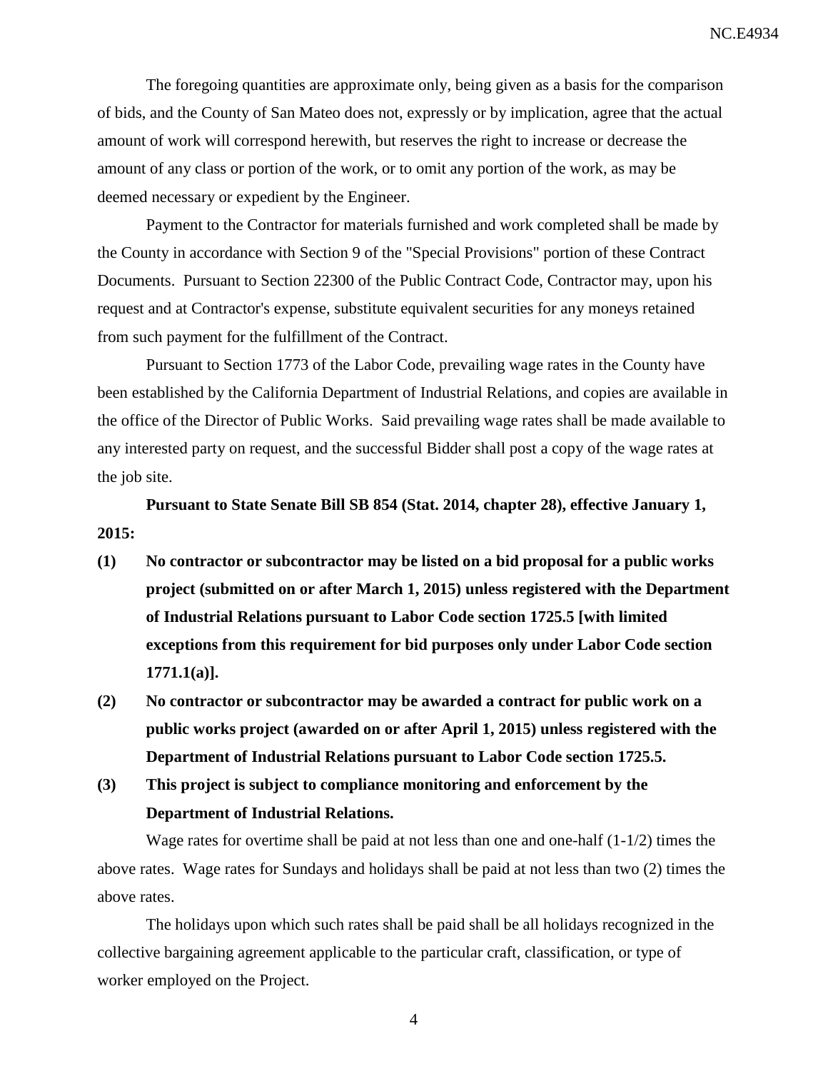The foregoing quantities are approximate only, being given as a basis for the comparison of bids, and the County of San Mateo does not, expressly or by implication, agree that the actual amount of work will correspond herewith, but reserves the right to increase or decrease the amount of any class or portion of the work, or to omit any portion of the work, as may be deemed necessary or expedient by the Engineer.

Payment to the Contractor for materials furnished and work completed shall be made by the County in accordance with Section 9 of the "Special Provisions" portion of these Contract Documents. Pursuant to Section 22300 of the Public Contract Code, Contractor may, upon his request and at Contractor's expense, substitute equivalent securities for any moneys retained from such payment for the fulfillment of the Contract.

Pursuant to Section 1773 of the Labor Code, prevailing wage rates in the County have been established by the California Department of Industrial Relations, and copies are available in the office of the Director of Public Works. Said prevailing wage rates shall be made available to any interested party on request, and the successful Bidder shall post a copy of the wage rates at the job site.

**Pursuant to State Senate Bill SB 854 (Stat. 2014, chapter 28), effective January 1, 2015:**

**(1) No contractor or subcontractor may be listed on a bid proposal for a public works project (submitted on or after March 1, 2015) unless registered with the Department of Industrial Relations pursuant to Labor Code section 1725.5 [with limited exceptions from this requirement for bid purposes only under Labor Code section 1771.1(a)].**

**(2) No contractor or subcontractor may be awarded a contract for public work on a public works project (awarded on or after April 1, 2015) unless registered with the Department of Industrial Relations pursuant to Labor Code section 1725.5.**

**(3) This project is subject to compliance monitoring and enforcement by the Department of Industrial Relations.**

Wage rates for overtime shall be paid at not less than one and one-half (1-1/2) times the above rates. Wage rates for Sundays and holidays shall be paid at not less than two (2) times the above rates.

The holidays upon which such rates shall be paid shall be all holidays recognized in the collective bargaining agreement applicable to the particular craft, classification, or type of worker employed on the Project.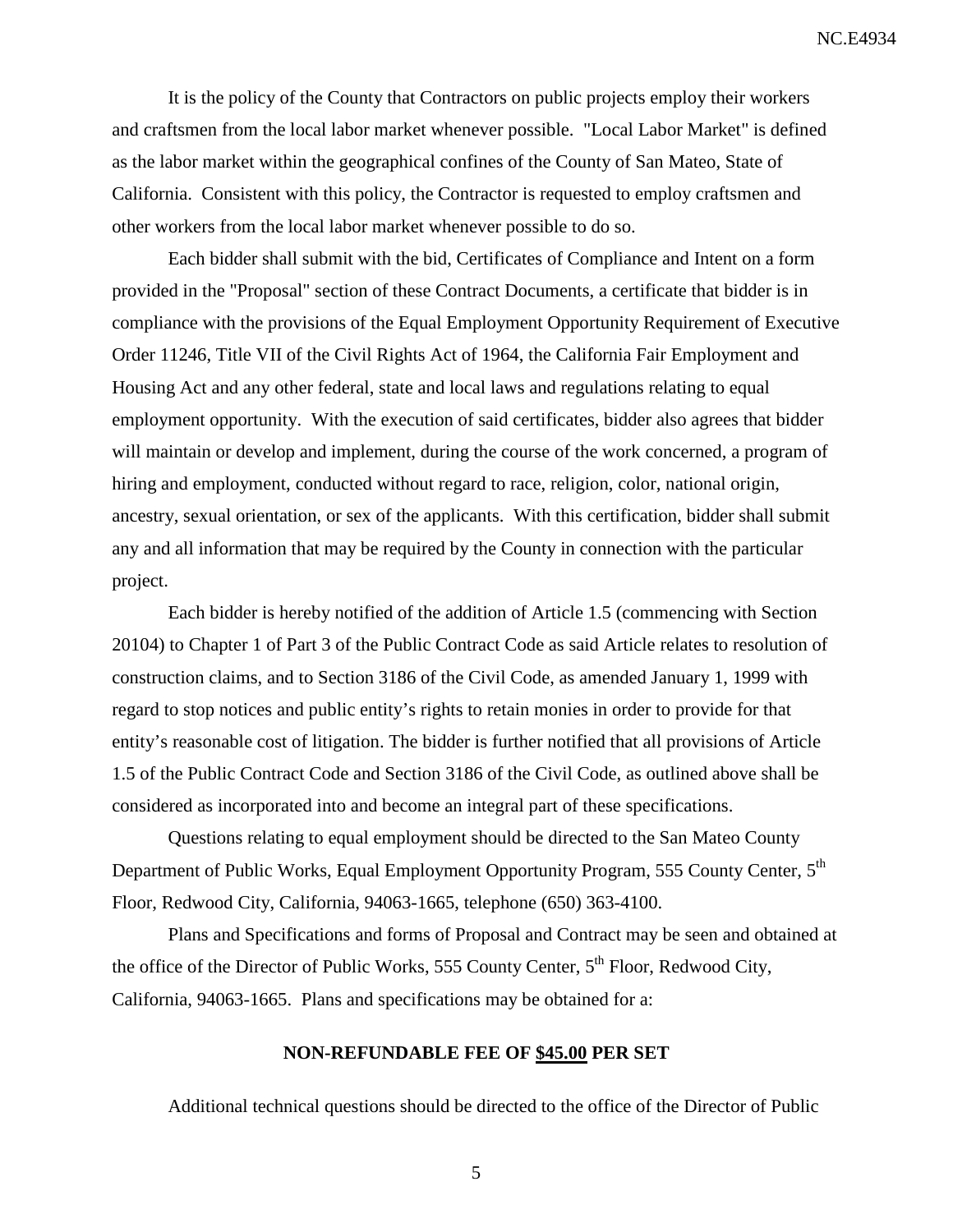It is the policy of the County that Contractors on public projects employ their workers and craftsmen from the local labor market whenever possible. "Local Labor Market" is defined as the labor market within the geographical confines of the County of San Mateo, State of California. Consistent with this policy, the Contractor is requested to employ craftsmen and other workers from the local labor market whenever possible to do so.

Each bidder shall submit with the bid, Certificates of Compliance and Intent on a form provided in the "Proposal" section of these Contract Documents, a certificate that bidder is in compliance with the provisions of the Equal Employment Opportunity Requirement of Executive Order 11246, Title VII of the Civil Rights Act of 1964, the California Fair Employment and Housing Act and any other federal, state and local laws and regulations relating to equal employment opportunity. With the execution of said certificates, bidder also agrees that bidder will maintain or develop and implement, during the course of the work concerned, a program of hiring and employment, conducted without regard to race, religion, color, national origin, ancestry, sexual orientation, or sex of the applicants. With this certification, bidder shall submit any and all information that may be required by the County in connection with the particular project.

Each bidder is hereby notified of the addition of Article 1.5 (commencing with Section 20104) to Chapter 1 of Part 3 of the Public Contract Code as said Article relates to resolution of construction claims, and to Section 3186 of the Civil Code, as amended January 1, 1999 with regard to stop notices and public entity's rights to retain monies in order to provide for that entity's reasonable cost of litigation. The bidder is further notified that all provisions of Article 1.5 of the Public Contract Code and Section 3186 of the Civil Code, as outlined above shall be considered as incorporated into and become an integral part of these specifications.

Questions relating to equal employment should be directed to the San Mateo County Department of Public Works, Equal Employment Opportunity Program, 555 County Center, 5th Floor, Redwood City, California, 94063-1665, telephone (650) 363-4100.

Plans and Specifications and forms of Proposal and Contract may be seen and obtained at the office of the Director of Public Works, 555 County Center, 5th Floor, Redwood City, California, 94063-1665. Plans and specifications may be obtained for a:

**NON-REFUNDABLE FEE OF $45.00 PER SET**

Additional technical questions should be directed to the office of the Director of Public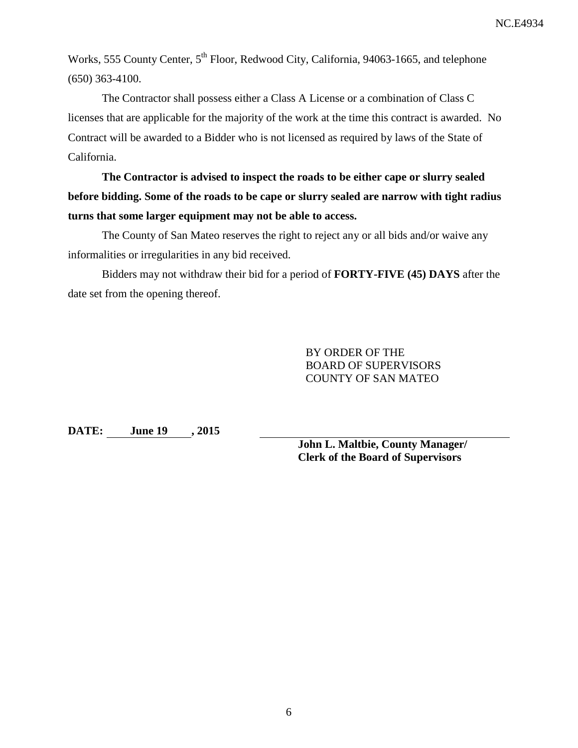Works, 555 County Center, 5th Floor, Redwood City, California, 94063-1665, and telephone (650) 363-4100.

The Contractor shall possess either a Class A License or a combination of Class C licenses that are applicable for the majority of the work at the time this contract is awarded. No Contract will be awarded to a Bidder who is not licensed as required by laws of the State of California.

**The Contractor is advised to inspect the roads to be either cape or slurry sealed before bidding. Some of the roads to be cape or slurry sealed are narrow with tight radius turns that some larger equipment may not be able to access.**

The County of San Mateo reserves the right to reject any or all bids and/or waive any informalities or irregularities in any bid received.

Bidders may not withdraw their bid for a period of **FORTY-FIVE (45) DAYS** after the date set from the opening thereof.

BY ORDER OF THE
BOARD OF SUPERVISORS
COUNTY OF SAN MATEO

**DATE: June 19 , 2015**

**John L. Maltbie, County Manager/**
**Clerk of the Board of Supervisors**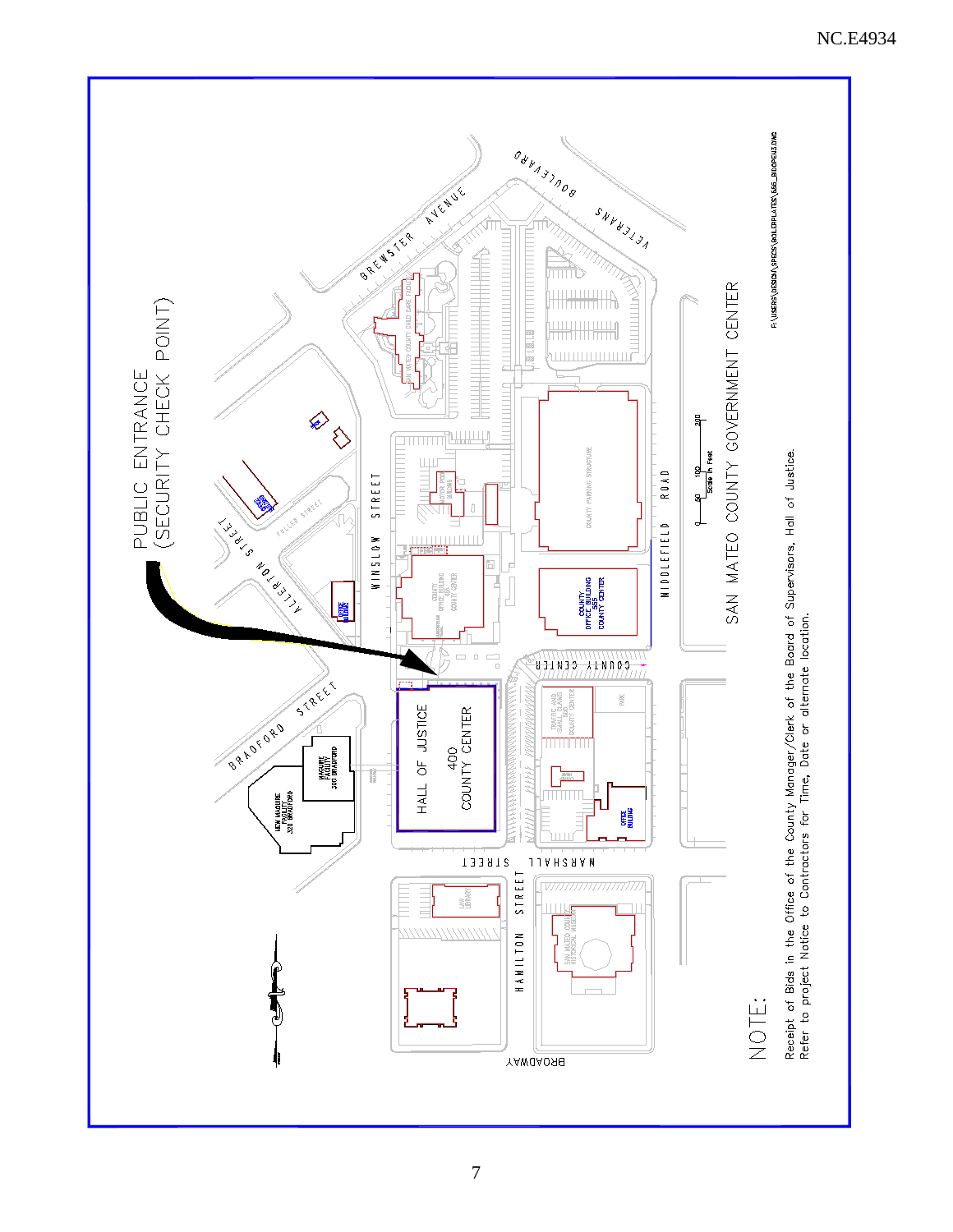NC.E4934

PUBLIC ENTRANCE
(SECURITY CHECK POINT)

HALL OF JUSTICE
400
COUNTY CENTER

SAN MATEO COUNTY GOVERNMENT CENTER

BREWSTER AVENUE

VETERANS BOULEVARD

WINSLOW STREET

MIDDLEFIELD ROAD

ALLERTON STREET

BRADFORD STREET

FULLER STREET

COUNTY CENTER

MARSHALL STREET

HAMILTON STREET

BROADWAY

COUNTY PARKING STRUCTURE

COUNTY OFFICE BUILDING 555 COUNTY CENTER

COUNTY OFFICE BUILDING 455 COUNTY CENTER

SAN MATEO COUNTY CHILD CARE FACILITY

MOTOR POOL BUILDING

MAGUIRE FACILITY 300 BRADFORD

NEW MAGUIRE FACILITY 320 BRADFORD

TRAFFIC AND SMALL CLAIMS 500 COUNTY CENTER

OFFICE BUILDING

LAW LIBRARY

SAN MATEO COUNTY HISTORICAL MUSEUM

PARK

0 50 100 200
Scale in Feet

F:\USERS\DESIGN\SPECS\BOILERPLATES\SJS_BIDOPEN3.DWG

NOTE:

Receipt of Bids in the Office of the County Manager/Clerk of the Board of Supervisors, Hall of Justice.
Refer to project Notice to Contractors for Time, Date or alternate location.